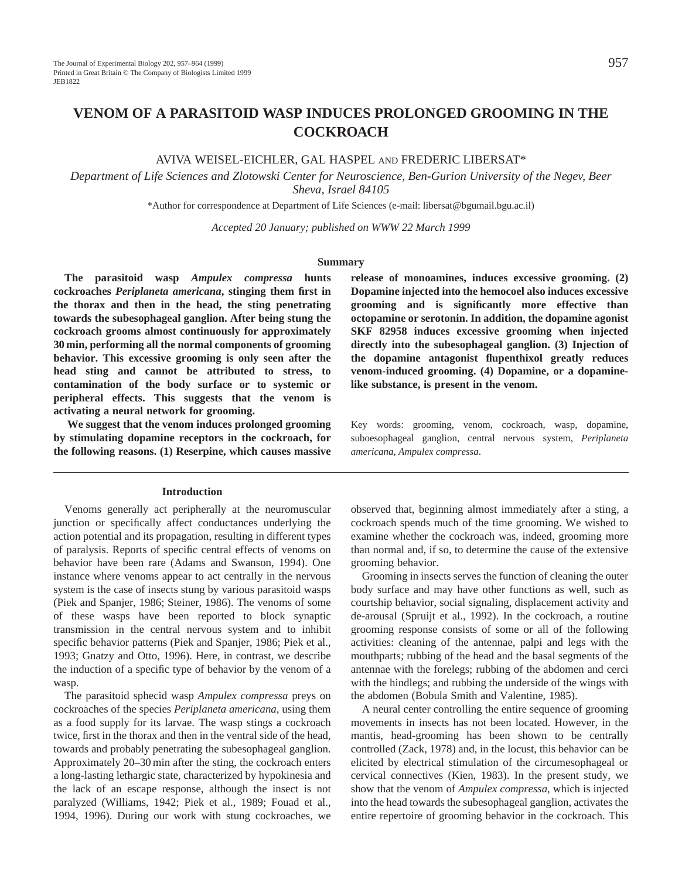# VENOM OF A PARASITOID WASP INDUCES PROLONGED GROOMING IN THE COCKROACH

AVIVA WEISEL-EICHLER, GAL HASPEL AND FREDERIC LIBERSAT*

*Department of Life Sciences and Zlotowski Center for Neuroscience, Ben-Gurion University of the Negev, Beer Sheva, Israel 84105*

*Author for correspondence at Department of Life Sciences (e-mail: libersat@bgumail.bgu.ac.il)

*Accepted 20 January; published on WWW 22 March 1999*

## Summary

**The parasitoid wasp *Ampulex compressa* hunts cockroaches *Periplaneta americana*, stinging them first in the thorax and then in the head, the sting penetrating towards the subesophageal ganglion. After being stung the cockroach grooms almost continuously for approximately 30 min, performing all the normal components of grooming behavior. This excessive grooming is only seen after the head sting and cannot be attributed to stress, to contamination of the body surface or to systemic or peripheral effects. This suggests that the venom is activating a neural network for grooming.**

**We suggest that the venom induces prolonged grooming by stimulating dopamine receptors in the cockroach, for the following reasons. (1) Reserpine, which causes massive release of monoamines, induces excessive grooming. (2) Dopamine injected into the hemocoel also induces excessive grooming and is significantly more effective than octopamine or serotonin. In addition, the dopamine agonist SKF 82958 induces excessive grooming when injected directly into the subesophageal ganglion. (3) Injection of the dopamine antagonist flupenthixol greatly reduces venom-induced grooming. (4) Dopamine, or a dopamine-like substance, is present in the venom.**

Key words: grooming, venom, cockroach, wasp, dopamine, suboesophageal ganglion, central nervous system, *Periplaneta americana*, *Ampulex compressa*.

## Introduction

Venoms generally act peripherally at the neuromuscular junction or specifically affect conductances underlying the action potential and its propagation, resulting in different types of paralysis. Reports of specific central effects of venoms on behavior have been rare (Adams and Swanson, 1994). One instance where venoms appear to act centrally in the nervous system is the case of insects stung by various parasitoid wasps (Piek and Spanjer, 1986; Steiner, 1986). The venoms of some of these wasps have been reported to block synaptic transmission in the central nervous system and to inhibit specific behavior patterns (Piek and Spanjer, 1986; Piek et al., 1993; Gnatzy and Otto, 1996). Here, in contrast, we describe the induction of a specific type of behavior by the venom of a wasp.

The parasitoid sphecid wasp *Ampulex compressa* preys on cockroaches of the species *Periplaneta americana*, using them as a food supply for its larvae. The wasp stings a cockroach twice, first in the thorax and then in the ventral side of the head, towards and probably penetrating the subesophageal ganglion. Approximately 20–30 min after the sting, the cockroach enters a long-lasting lethargic state, characterized by hypokinesia and the lack of an escape response, although the insect is not paralyzed (Williams, 1942; Piek et al., 1989; Fouad et al., 1994, 1996). During our work with stung cockroaches, we observed that, beginning almost immediately after a sting, a cockroach spends much of the time grooming. We wished to examine whether the cockroach was, indeed, grooming more than normal and, if so, to determine the cause of the extensive grooming behavior.

Grooming in insects serves the function of cleaning the outer body surface and may have other functions as well, such as courtship behavior, social signaling, displacement activity and de-arousal (Spruijt et al., 1992). In the cockroach, a routine grooming response consists of some or all of the following activities: cleaning of the antennae, palpi and legs with the mouthparts; rubbing of the head and the basal segments of the antennae with the forelegs; rubbing of the abdomen and cerci with the hindlegs; and rubbing the underside of the wings with the abdomen (Bobula Smith and Valentine, 1985).

A neural center controlling the entire sequence of grooming movements in insects has not been located. However, in the mantis, head-grooming has been shown to be centrally controlled (Zack, 1978) and, in the locust, this behavior can be elicited by electrical stimulation of the circumesophageal or cervical connectives (Kien, 1983). In the present study, we show that the venom of *Ampulex compressa*, which is injected into the head towards the subesophageal ganglion, activates the entire repertoire of grooming behavior in the cockroach. This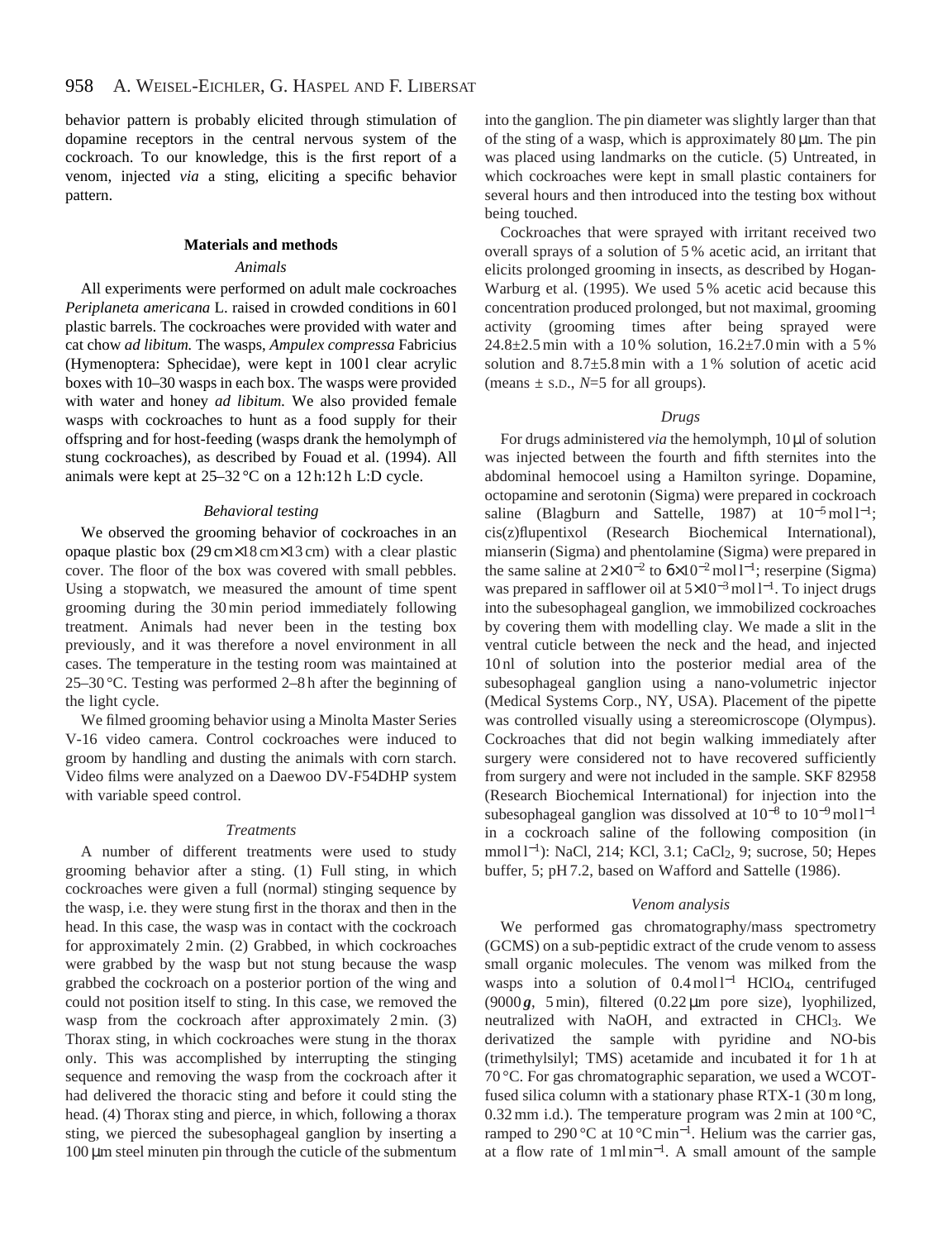behavior pattern is probably elicited through stimulation of dopamine receptors in the central nervous system of the cockroach. To our knowledge, this is the first report of a venom, injected *via* a sting, eliciting a specific behavior pattern.

## Materials and methods

### *Animals*

All experiments were performed on adult male cockroaches *Periplaneta americana* L. raised in crowded conditions in 60 l plastic barrels. The cockroaches were provided with water and cat chow *ad libitum.* The wasps, *Ampulex compressa* Fabricius (Hymenoptera: Sphecidae), were kept in 100 l clear acrylic boxes with 10–30 wasps in each box. The wasps were provided with water and honey *ad libitum.* We also provided female wasps with cockroaches to hunt as a food supply for their offspring and for host-feeding (wasps drank the hemolymph of stung cockroaches), as described by Fouad et al. (1994). All animals were kept at 25–32 °C on a 12 h:12 h L:D cycle.

### *Behavioral testing*

We observed the grooming behavior of cockroaches in an opaque plastic box (29 cm×18 cm×13 cm) with a clear plastic cover. The floor of the box was covered with small pebbles. Using a stopwatch, we measured the amount of time spent grooming during the 30 min period immediately following treatment. Animals had never been in the testing box previously, and it was therefore a novel environment in all cases. The temperature in the testing room was maintained at 25–30 °C. Testing was performed 2–8 h after the beginning of the light cycle.

We filmed grooming behavior using a Minolta Master Series V-16 video camera. Control cockroaches were induced to groom by handling and dusting the animals with corn starch. Video films were analyzed on a Daewoo DV-F54DHP system with variable speed control.

### *Treatments*

A number of different treatments were used to study grooming behavior after a sting. (1) Full sting, in which cockroaches were given a full (normal) stinging sequence by the wasp, i.e. they were stung first in the thorax and then in the head. In this case, the wasp was in contact with the cockroach for approximately 2 min. (2) Grabbed, in which cockroaches were grabbed by the wasp but not stung because the wasp grabbed the cockroach on a posterior portion of the wing and could not position itself to sting. In this case, we removed the wasp from the cockroach after approximately 2 min. (3) Thorax sting, in which cockroaches were stung in the thorax only. This was accomplished by interrupting the stinging sequence and removing the wasp from the cockroach after it had delivered the thoracic sting and before it could sting the head. (4) Thorax sting and pierce, in which, following a thorax sting, we pierced the subesophageal ganglion by inserting a 100 µm steel minuten pin through the cuticle of the submentum into the ganglion. The pin diameter was slightly larger than that of the sting of a wasp, which is approximately 80 µm. The pin was placed using landmarks on the cuticle. (5) Untreated, in which cockroaches were kept in small plastic containers for several hours and then introduced into the testing box without being touched.

Cockroaches that were sprayed with irritant received two overall sprays of a solution of 5 % acetic acid, an irritant that elicits prolonged grooming in insects, as described by Hogan-Warburg et al. (1995). We used 5 % acetic acid because this concentration produced prolonged, but not maximal, grooming activity (grooming times after being sprayed were 24.8±2.5 min with a 10 % solution, 16.2±7.0 min with a 5 % solution and 8.7±5.8 min with a 1 % solution of acetic acid (means ± S.D., $N$=5 for all groups).

### *Drugs*

For drugs administered *via* the hemolymph, 10 µl of solution was injected between the fourth and fifth sternites into the abdominal hemocoel using a Hamilton syringe. Dopamine, octopamine and serotonin (Sigma) were prepared in cockroach saline (Blagburn and Sattelle, 1987) at $10^{-5}$ mol l$^{-1}$; cis(z)flupentixol (Research Biochemical International), mianserin (Sigma) and phentolamine (Sigma) were prepared in the same saline at $2\times10^{-2}$ to $6\times10^{-2}$ mol l$^{-1}$; reserpine (Sigma) was prepared in safflower oil at $5\times10^{-3}$ mol l$^{-1}$. To inject drugs into the subesophageal ganglion, we immobilized cockroaches by covering them with modelling clay. We made a slit in the ventral cuticle between the neck and the head, and injected 10 nl of solution into the posterior medial area of the subesophageal ganglion using a nano-volumetric injector (Medical Systems Corp., NY, USA). Placement of the pipette was controlled visually using a stereomicroscope (Olympus). Cockroaches that did not begin walking immediately after surgery were considered not to have recovered sufficiently from surgery and were not included in the sample. SKF 82958 (Research Biochemical International) for injection into the subesophageal ganglion was dissolved at $10^{-8}$ to $10^{-9}$ mol l$^{-1}$ in a cockroach saline of the following composition (in mmol l$^{-1}$): NaCl, 214; KCl, 3.1; $CaCl_2$, 9; sucrose, 50; Hepes buffer, 5; pH 7.2, based on Wafford and Sattelle (1986).

### *Venom analysis*

We performed gas chromatography/mass spectrometry (GCMS) on a sub-peptidic extract of the crude venom to assess small organic molecules. The venom was milked from the wasps into a solution of 0.4 mol l$^{-1}$ $HClO_4$, centrifuged (9000 ***g***, 5 min), filtered (0.22 µm pore size), lyophilized, neutralized with NaOH, and extracted in $CHCl_3$. We derivatized the sample with pyridine and NO-bis (trimethylsilyl; TMS) acetamide and incubated it for 1 h at 70 °C. For gas chromatographic separation, we used a WCOT-fused silica column with a stationary phase RTX-1 (30 m long, 0.32 mm i.d.). The temperature program was 2 min at 100 °C, ramped to 290 °C at 10 °C min$^{-1}$. Helium was the carrier gas, at a flow rate of 1 ml min$^{-1}$. A small amount of the sample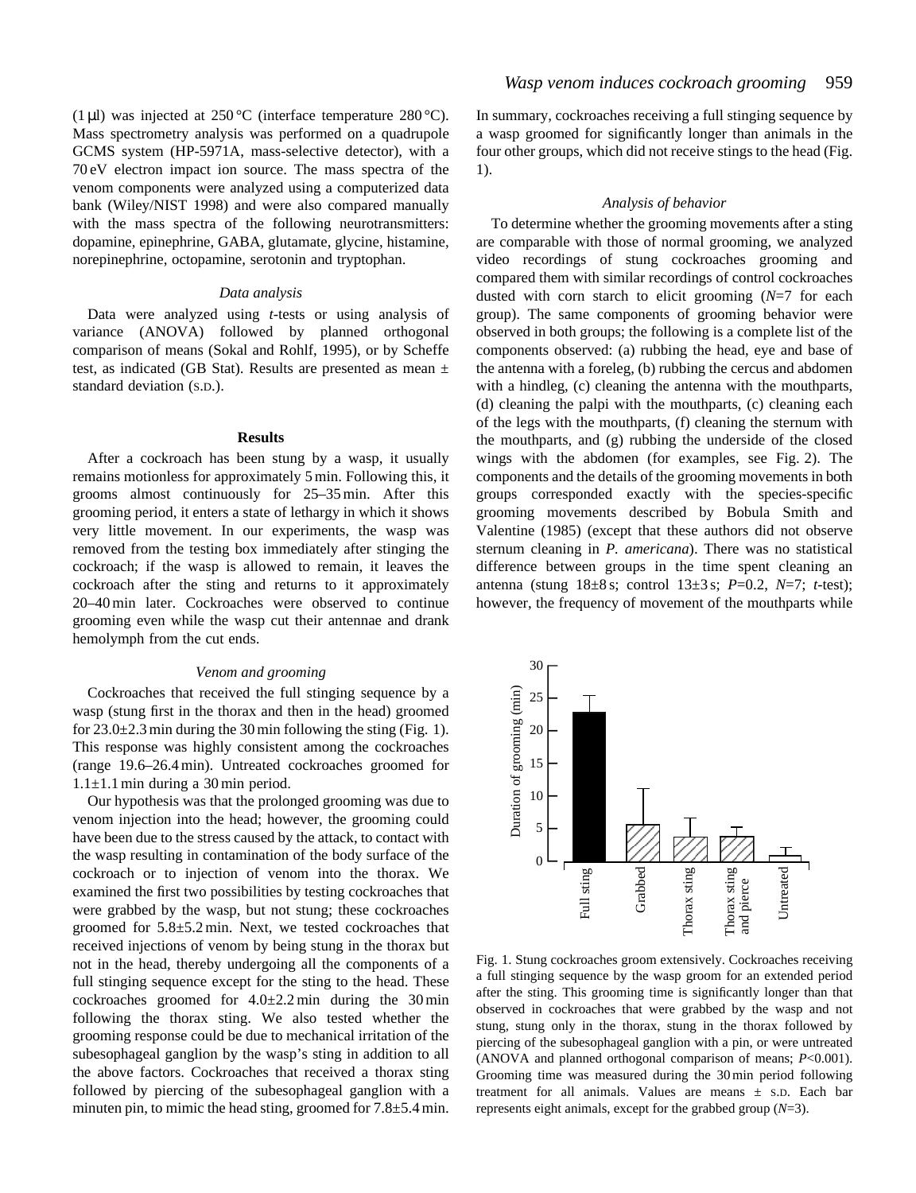(1 µl) was injected at 250 °C (interface temperature 280 °C). Mass spectrometry analysis was performed on a quadrupole GCMS system (HP-5971A, mass-selective detector), with a 70 eV electron impact ion source. The mass spectra of the venom components were analyzed using a computerized data bank (Wiley/NIST 1998) and were also compared manually with the mass spectra of the following neurotransmitters: dopamine, epinephrine, GABA, glutamate, glycine, histamine, norepinephrine, octopamine, serotonin and tryptophan.

### *Data analysis*

Data were analyzed using *t*-tests or using analysis of variance (ANOVA) followed by planned orthogonal comparison of means (Sokal and Rohlf, 1995), or by Scheffe test, as indicated (GB Stat). Results are presented as mean ± standard deviation (S.D.).

## Results

After a cockroach has been stung by a wasp, it usually remains motionless for approximately 5 min. Following this, it grooms almost continuously for 25–35 min. After this grooming period, it enters a state of lethargy in which it shows very little movement. In our experiments, the wasp was removed from the testing box immediately after stinging the cockroach; if the wasp is allowed to remain, it leaves the cockroach after the sting and returns to it approximately 20–40 min later. Cockroaches were observed to continue grooming even while the wasp cut their antennae and drank hemolymph from the cut ends.

### *Venom and grooming*

Cockroaches that received the full stinging sequence by a wasp (stung first in the thorax and then in the head) groomed for 23.0±2.3 min during the 30 min following the sting (Fig. 1). This response was highly consistent among the cockroaches (range 19.6–26.4 min). Untreated cockroaches groomed for 1.1±1.1 min during a 30 min period.

Our hypothesis was that the prolonged grooming was due to venom injection into the head; however, the grooming could have been due to the stress caused by the attack, to contact with the wasp resulting in contamination of the body surface of the cockroach or to injection of venom into the thorax. We examined the first two possibilities by testing cockroaches that were grabbed by the wasp, but not stung; these cockroaches groomed for 5.8±5.2 min. Next, we tested cockroaches that received injections of venom by being stung in the thorax but not in the head, thereby undergoing all the components of a full stinging sequence except for the sting to the head. These cockroaches groomed for 4.0±2.2 min during the 30 min following the thorax sting. We also tested whether the grooming response could be due to mechanical irritation of the subesophageal ganglion by the wasp's sting in addition to all the above factors. Cockroaches that received a thorax sting followed by piercing of the subesophageal ganglion with a minuten pin, to mimic the head sting, groomed for 7.8±5.4 min. In summary, cockroaches receiving a full stinging sequence by a wasp groomed for significantly longer than animals in the four other groups, which did not receive stings to the head (Fig. 1).

### *Analysis of behavior*

To determine whether the grooming movements after a sting are comparable with those of normal grooming, we analyzed video recordings of stung cockroaches grooming and compared them with similar recordings of control cockroaches dusted with corn starch to elicit grooming ($N$=7 for each group). The same components of grooming behavior were observed in both groups; the following is a complete list of the components observed: (a) rubbing the head, eye and base of the antenna with a foreleg, (b) rubbing the cercus and abdomen with a hindleg, (c) cleaning the antenna with the mouthparts, (d) cleaning the palpi with the mouthparts, (c) cleaning each of the legs with the mouthparts, (f) cleaning the sternum with the mouthparts, and (g) rubbing the underside of the closed wings with the abdomen (for examples, see Fig. 2). The components and the details of the grooming movements in both groups corresponded exactly with the species-specific grooming movements described by Bobula Smith and Valentine (1985) (except that these authors did not observe sternum cleaning in *P. americana*). There was no statistical difference between groups in the time spent cleaning an antenna (stung 18±8 s; control 13±3 s; $P$=0.2, $N$=7; *t*-test); however, the frequency of movement of the mouthparts while

Fig. 1. Stung cockroaches groom extensively. Cockroaches receiving a full stinging sequence by the wasp groom for an extended period after the sting. This grooming time is significantly longer than that observed in cockroaches that were grabbed by the wasp and not stung, stung only in the thorax, stung in the thorax followed by piercing of the subesophageal ganglion with a pin, or were untreated (ANOVA and planned orthogonal comparison of means; $P$<0.001). Grooming time was measured during the 30 min period following treatment for all animals. Values are means ± S.D. Each bar represents eight animals, except for the grabbed group ($N$=3).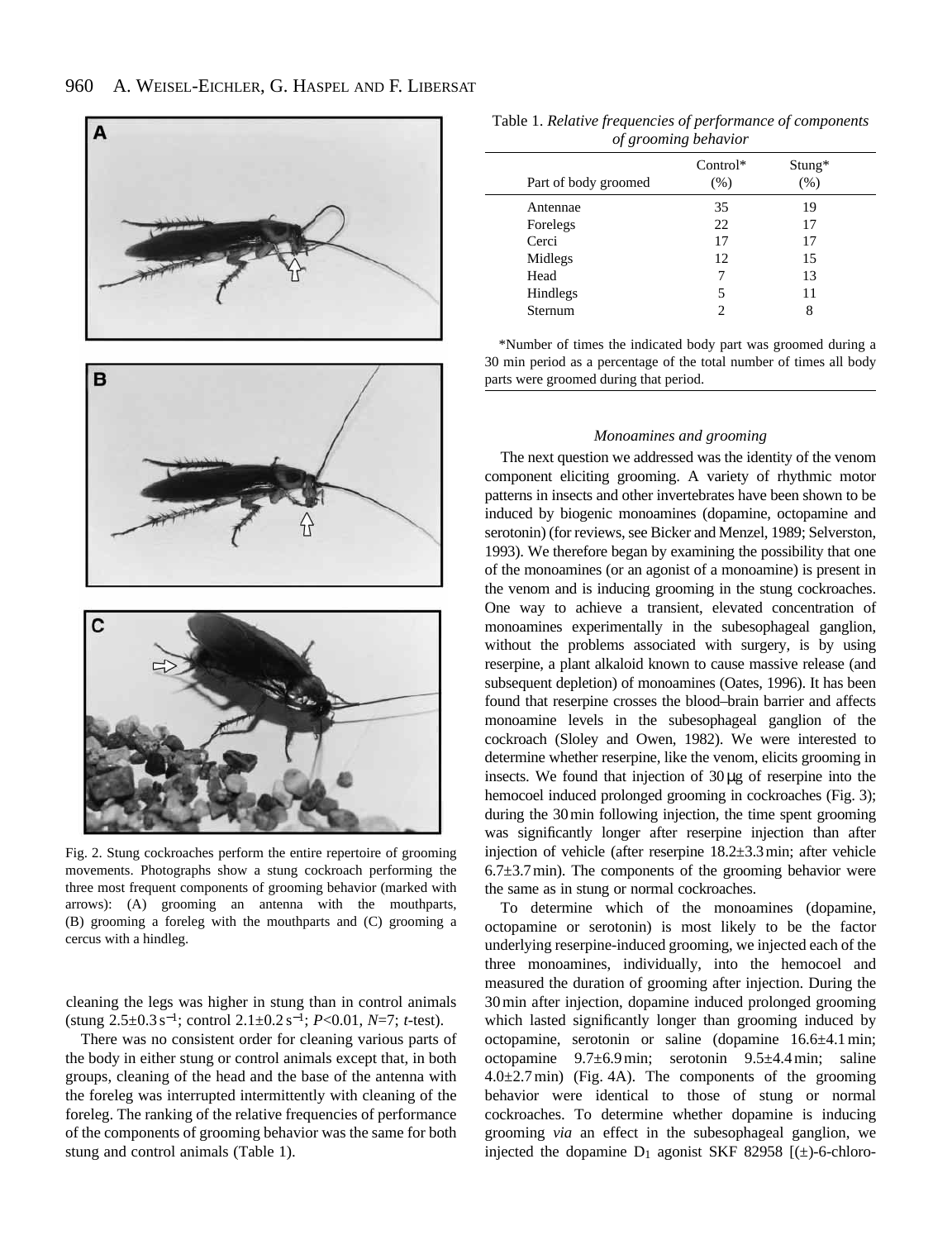Fig. 2. Stung cockroaches perform the entire repertoire of grooming movements. Photographs show a stung cockroach performing the three most frequent components of grooming behavior (marked with arrows): (A) grooming an antenna with the mouthparts, (B) grooming a foreleg with the mouthparts and (C) grooming a cercus with a hindleg.

cleaning the legs was higher in stung than in control animals (stung $2.5\pm0.3\,\mathrm{s}^{-1}$; control $2.1\pm0.2\,\mathrm{s}^{-1}$; $P<0.01$, $N=7$; *t*-test).

There was no consistent order for cleaning various parts of the body in either stung or control animals except that, in both groups, cleaning of the head and the base of the antenna with the foreleg was interrupted intermittently with cleaning of the foreleg. The ranking of the relative frequencies of performance of the components of grooming behavior was the same for both stung and control animals (Table 1).

Table 1. *Relative frequencies of performance of components of grooming behavior*

| Part of body groomed | Control* (%) | Stung* (%) |
|---|---|---|
| Antennae | 35 | 19 |
| Forelegs | 22 | 17 |
| Cerci | 17 | 17 |
| Midlegs | 12 | 15 |
| Head | 7 | 13 |
| Hindlegs | 5 | 11 |
| Sternum | 2 | 8 |

*Number of times the indicated body part was groomed during a 30 min period as a percentage of the total number of times all body parts were groomed during that period.

### *Monoamines and grooming*

The next question we addressed was the identity of the venom component eliciting grooming. A variety of rhythmic motor patterns in insects and other invertebrates have been shown to be induced by biogenic monoamines (dopamine, octopamine and serotonin) (for reviews, see Bicker and Menzel, 1989; Selverston, 1993). We therefore began by examining the possibility that one of the monoamines (or an agonist of a monoamine) is present in the venom and is inducing grooming in the stung cockroaches. One way to achieve a transient, elevated concentration of monoamines experimentally in the subesophageal ganglion, without the problems associated with surgery, is by using reserpine, a plant alkaloid known to cause massive release (and subsequent depletion) of monoamines (Oates, 1996). It has been found that reserpine crosses the blood–brain barrier and affects monoamine levels in the subesophageal ganglion of the cockroach (Sloley and Owen, 1982). We were interested to determine whether reserpine, like the venom, elicits grooming in insects. We found that injection of $30\,\mu\mathrm{g}$ of reserpine into the hemocoel induced prolonged grooming in cockroaches (Fig. 3); during the 30 min following injection, the time spent grooming was significantly longer after reserpine injection than after injection of vehicle (after reserpine $18.2\pm3.3$ min; after vehicle $6.7\pm3.7$ min). The components of the grooming behavior were the same as in stung or normal cockroaches.

To determine which of the monoamines (dopamine, octopamine or serotonin) is most likely to be the factor underlying reserpine-induced grooming, we injected each of the three monoamines, individually, into the hemocoel and measured the duration of grooming after injection. During the 30 min after injection, dopamine induced prolonged grooming which lasted significantly longer than grooming induced by octopamine, serotonin or saline (dopamine $16.6\pm4.1$ min; octopamine $9.7\pm6.9$ min; serotonin $9.5\pm4.4$ min; saline $4.0\pm2.7$ min) (Fig. 4A). The components of the grooming behavior were identical to those of stung or normal cockroaches. To determine whether dopamine is inducing grooming *via* an effect in the subesophageal ganglion, we injected the dopamine $D_1$ agonist SKF 82958 [(±)-6-chloro-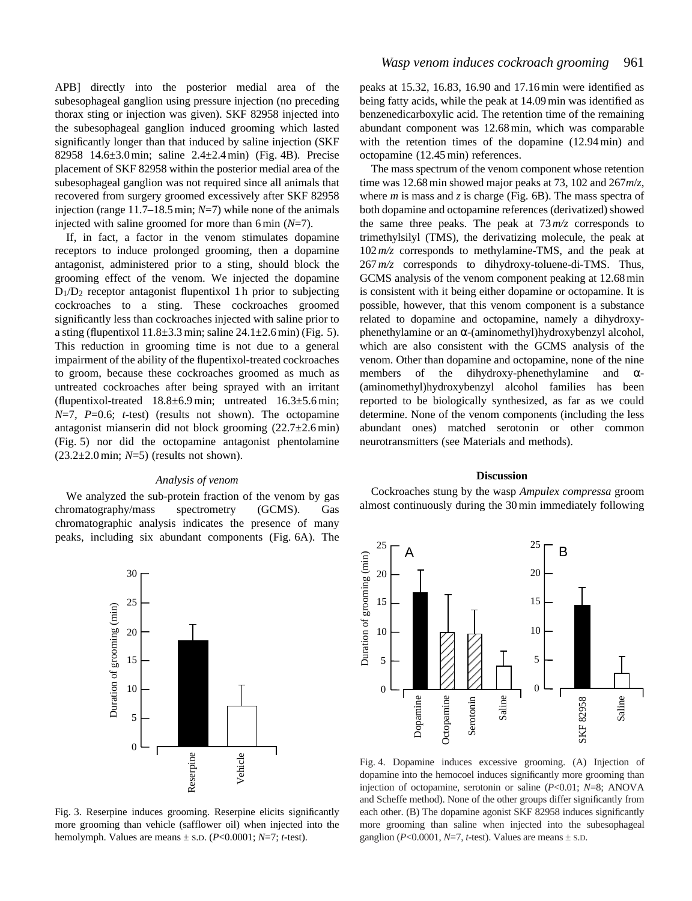APB] directly into the posterior medial area of the subesophageal ganglion using pressure injection (no preceding thorax sting or injection was given). SKF 82958 injected into the subesophageal ganglion induced grooming which lasted significantly longer than that induced by saline injection (SKF 82958 14.6±3.0 min; saline 2.4±2.4 min) (Fig. 4B). Precise placement of SKF 82958 within the posterior medial area of the subesophageal ganglion was not required since all animals that recovered from surgery groomed excessively after SKF 82958 injection (range 11.7–18.5 min; *N*=7) while none of the animals injected with saline groomed for more than 6 min (*N*=7).

If, in fact, a factor in the venom stimulates dopamine receptors to induce prolonged grooming, then a dopamine antagonist, administered prior to a sting, should block the grooming effect of the venom. We injected the dopamine $D_1/D_2$ receptor antagonist flupentixol 1 h prior to subjecting cockroaches to a sting. These cockroaches groomed significantly less than cockroaches injected with saline prior to a sting (flupentixol 11.8±3.3 min; saline 24.1±2.6 min) (Fig. 5). This reduction in grooming time is not due to a general impairment of the ability of the flupentixol-treated cockroaches to groom, because these cockroaches groomed as much as untreated cockroaches after being sprayed with an irritant (flupentixol-treated 18.8±6.9 min; untreated 16.3±5.6 min; *N*=7, *P*=0.6; *t*-test) (results not shown). The octopamine antagonist mianserin did not block grooming (22.7±2.6 min) (Fig. 5) nor did the octopamine antagonist phentolamine (23.2±2.0 min; *N*=5) (results not shown).

### *Analysis of venom*

We analyzed the sub-protein fraction of the venom by gas chromatography/mass spectrometry (GCMS). Gas chromatographic analysis indicates the presence of many peaks, including six abundant components (Fig. 6A). The peaks at 15.32, 16.83, 16.90 and 17.16 min were identified as being fatty acids, while the peak at 14.09 min was identified as benzenedicarboxylic acid. The retention time of the remaining abundant component was 12.68 min, which was comparable with the retention times of the dopamine (12.94 min) and octopamine (12.45 min) references.

The mass spectrum of the venom component whose retention time was 12.68 min showed major peaks at 73, 102 and 267 *m*/*z*, where *m* is mass and *z* is charge (Fig. 6B). The mass spectra of both dopamine and octopamine references (derivatized) showed the same three peaks. The peak at 73 *m/z* corresponds to trimethylsilyl (TMS), the derivatizing molecule, the peak at 102 *m/z* corresponds to methylamine-TMS, and the peak at 267 *m/z* corresponds to dihydroxy-toluene-di-TMS. Thus, GCMS analysis of the venom component peaking at 12.68 min is consistent with it being either dopamine or octopamine. It is possible, however, that this venom component is a substance related to dopamine and octopamine, namely a dihydroxy-phenethylamine or an α-(aminomethyl)hydroxybenzyl alcohol, which are also consistent with the GCMS analysis of the venom. Other than dopamine and octopamine, none of the nine members of the dihydroxy-phenethylamine and α-(aminomethyl)hydroxybenzyl alcohol families has been reported to be biologically synthesized, as far as we could determine. None of the venom components (including the less abundant ones) matched serotonin or other common neurotransmitters (see Materials and methods).

## Discussion

Cockroaches stung by the wasp *Ampulex compressa* groom almost continuously during the 30 min immediately following

Fig. 3. Reserpine induces grooming. Reserpine elicits significantly more grooming than vehicle (safflower oil) when injected into the hemolymph. Values are means ± S.D. (*P*<0.0001; *N*=7; *t*-test).

Fig. 4. Dopamine induces excessive grooming. (A) Injection of dopamine into the hemocoel induces significantly more grooming than injection of octopamine, serotonin or saline (*P*<0.01; *N*=8; ANOVA and Scheffe method). None of the other groups differ significantly from each other. (B) The dopamine agonist SKF 82958 induces significantly more grooming than saline when injected into the subesophageal ganglion (*P*<0.0001, *N*=7, *t*-test). Values are means ± S.D.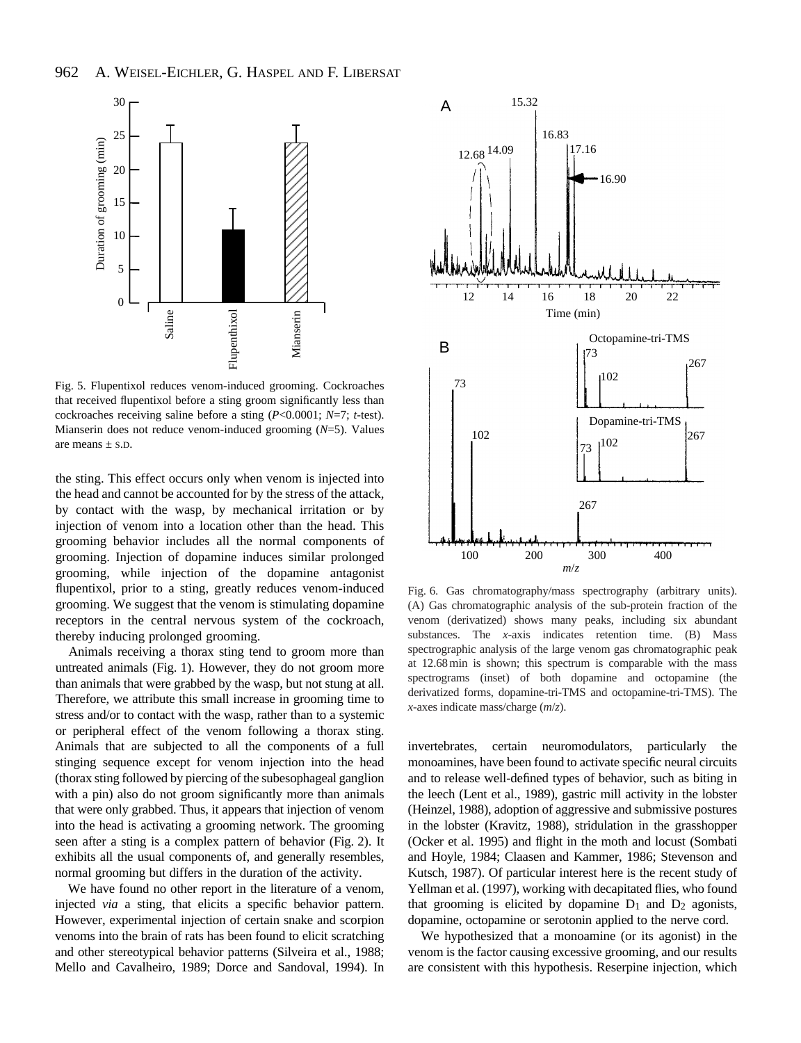Fig. 5. Flupentixol reduces venom-induced grooming. Cockroaches that received flupentixol before a sting groom significantly less than cockroaches receiving saline before a sting ($P<0.0001$; $N=7$; *t*-test). Mianserin does not reduce venom-induced grooming ($N=5$). Values are means ± S.D.

the sting. This effect occurs only when venom is injected into the head and cannot be accounted for by the stress of the attack, by contact with the wasp, by mechanical irritation or by injection of venom into a location other than the head. This grooming behavior includes all the normal components of grooming. Injection of dopamine induces similar prolonged grooming, while injection of the dopamine antagonist flupentixol, prior to a sting, greatly reduces venom-induced grooming. We suggest that the venom is stimulating dopamine receptors in the central nervous system of the cockroach, thereby inducing prolonged grooming.

Animals receiving a thorax sting tend to groom more than untreated animals (Fig. 1). However, they do not groom more than animals that were grabbed by the wasp, but not stung at all. Therefore, we attribute this small increase in grooming time to stress and/or to contact with the wasp, rather than to a systemic or peripheral effect of the venom following a thorax sting. Animals that are subjected to all the components of a full stinging sequence except for venom injection into the head (thorax sting followed by piercing of the subesophageal ganglion with a pin) also do not groom significantly more than animals that were only grabbed. Thus, it appears that injection of venom into the head is activating a grooming network. The grooming seen after a sting is a complex pattern of behavior (Fig. 2). It exhibits all the usual components of, and generally resembles, normal grooming but differs in the duration of the activity.

We have found no other report in the literature of a venom, injected *via* a sting, that elicits a specific behavior pattern. However, experimental injection of certain snake and scorpion venoms into the brain of rats has been found to elicit scratching and other stereotypical behavior patterns (Silveira et al., 1988; Mello and Cavalheiro, 1989; Dorce and Sandoval, 1994). In invertebrates, certain neuromodulators, particularly the monoamines, have been found to activate specific neural circuits and to release well-defined types of behavior, such as biting in the leech (Lent et al., 1989), gastric mill activity in the lobster (Heinzel, 1988), adoption of aggressive and submissive postures in the lobster (Kravitz, 1988), stridulation in the grasshopper (Ocker et al. 1995) and flight in the moth and locust (Sombati and Hoyle, 1984; Claasen and Kammer, 1986; Stevenson and Kutsch, 1987). Of particular interest here is the recent study of Yellman et al. (1997), working with decapitated flies, who found that grooming is elicited by dopamine $D_1$ and $D_2$ agonists, dopamine, octopamine or serotonin applied to the nerve cord.

Fig. 6. Gas chromatography/mass spectrography (arbitrary units). (A) Gas chromatographic analysis of the sub-protein fraction of the venom (derivatized) shows many peaks, including six abundant substances. The *x*-axis indicates retention time. (B) Mass spectrographic analysis of the large venom gas chromatographic peak at 12.68 min is shown; this spectrum is comparable with the mass spectrograms (inset) of both dopamine and octopamine (the derivatized forms, dopamine-tri-TMS and octopamine-tri-TMS). The *x*-axes indicate mass/charge (*m*/*z*).

We hypothesized that a monoamine (or its agonist) in the venom is the factor causing excessive grooming, and our results are consistent with this hypothesis. Reserpine injection, which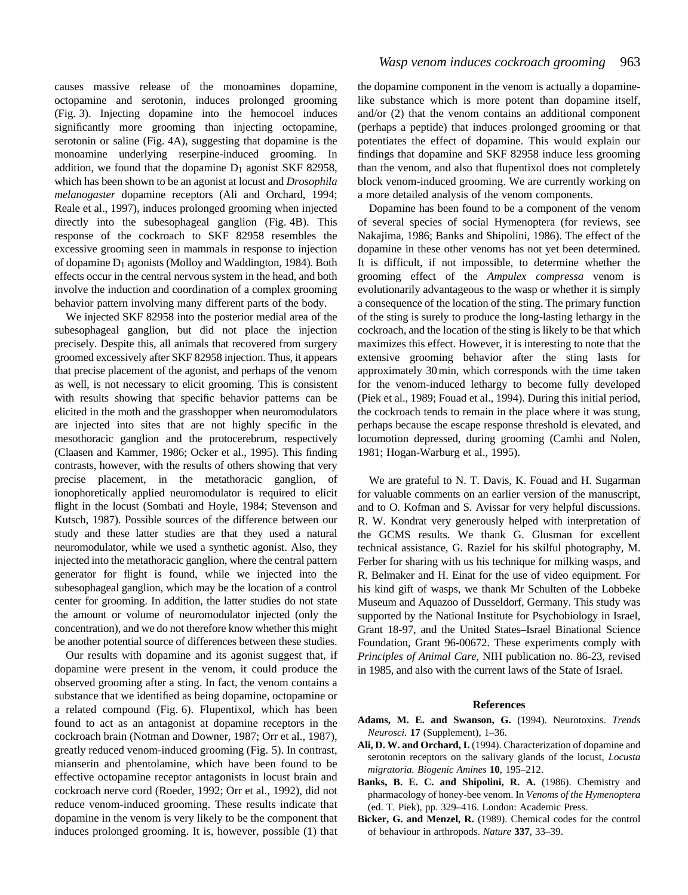causes massive release of the monoamines dopamine, octopamine and serotonin, induces prolonged grooming (Fig. 3). Injecting dopamine into the hemocoel induces significantly more grooming than injecting octopamine, serotonin or saline (Fig. 4A), suggesting that dopamine is the monoamine underlying reserpine-induced grooming. In addition, we found that the dopamine $D_1$ agonist SKF 82958, which has been shown to be an agonist at locust and *Drosophila melanogaster* dopamine receptors (Ali and Orchard, 1994; Reale et al., 1997), induces prolonged grooming when injected directly into the subesophageal ganglion (Fig. 4B). This response of the cockroach to SKF 82958 resembles the excessive grooming seen in mammals in response to injection of dopamine $D_1$ agonists (Molloy and Waddington, 1984). Both effects occur in the central nervous system in the head, and both involve the induction and coordination of a complex grooming behavior pattern involving many different parts of the body.

We injected SKF 82958 into the posterior medial area of the subesophageal ganglion, but did not place the injection precisely. Despite this, all animals that recovered from surgery groomed excessively after SKF 82958 injection. Thus, it appears that precise placement of the agonist, and perhaps of the venom as well, is not necessary to elicit grooming. This is consistent with results showing that specific behavior patterns can be elicited in the moth and the grasshopper when neuromodulators are injected into sites that are not highly specific in the mesothoracic ganglion and the protocerebrum, respectively (Claasen and Kammer, 1986; Ocker et al., 1995). This finding contrasts, however, with the results of others showing that very precise placement, in the metathoracic ganglion, of ionophoretically applied neuromodulator is required to elicit flight in the locust (Sombati and Hoyle, 1984; Stevenson and Kutsch, 1987). Possible sources of the difference between our study and these latter studies are that they used a natural neuromodulator, while we used a synthetic agonist. Also, they injected into the metathoracic ganglion, where the central pattern generator for flight is found, while we injected into the subesophageal ganglion, which may be the location of a control center for grooming. In addition, the latter studies do not state the amount or volume of neuromodulator injected (only the concentration), and we do not therefore know whether this might be another potential source of differences between these studies.

Our results with dopamine and its agonist suggest that, if dopamine were present in the venom, it could produce the observed grooming after a sting. In fact, the venom contains a substance that we identified as being dopamine, octopamine or a related compound (Fig. 6). Flupentixol, which has been found to act as an antagonist at dopamine receptors in the cockroach brain (Notman and Downer, 1987; Orr et al., 1987), greatly reduced venom-induced grooming (Fig. 5). In contrast, mianserin and phentolamine, which have been found to be effective octopamine receptor antagonists in locust brain and cockroach nerve cord (Roeder, 1992; Orr et al., 1992), did not reduce venom-induced grooming. These results indicate that dopamine in the venom is very likely to be the component that induces prolonged grooming. It is, however, possible (1) that the dopamine component in the venom is actually a dopamine-like substance which is more potent than dopamine itself, and/or (2) that the venom contains an additional component (perhaps a peptide) that induces prolonged grooming or that potentiates the effect of dopamine. This would explain our findings that dopamine and SKF 82958 induce less grooming than the venom, and also that flupentixol does not completely block venom-induced grooming. We are currently working on a more detailed analysis of the venom components.

Dopamine has been found to be a component of the venom of several species of social Hymenoptera (for reviews, see Nakajima, 1986; Banks and Shipolini, 1986). The effect of the dopamine in these other venoms has not yet been determined. It is difficult, if not impossible, to determine whether the grooming effect of the *Ampulex compressa* venom is evolutionarily advantageous to the wasp or whether it is simply a consequence of the location of the sting. The primary function of the sting is surely to produce the long-lasting lethargy in the cockroach, and the location of the sting is likely to be that which maximizes this effect. However, it is interesting to note that the extensive grooming behavior after the sting lasts for approximately 30 min, which corresponds with the time taken for the venom-induced lethargy to become fully developed (Piek et al., 1989; Fouad et al., 1994). During this initial period, the cockroach tends to remain in the place where it was stung, perhaps because the escape response threshold is elevated, and locomotion depressed, during grooming (Camhi and Nolen, 1981; Hogan-Warburg et al., 1995).

We are grateful to N. T. Davis, K. Fouad and H. Sugarman for valuable comments on an earlier version of the manuscript, and to O. Kofman and S. Avissar for very helpful discussions. R. W. Kondrat very generously helped with interpretation of the GCMS results. We thank G. Glusman for excellent technical assistance, G. Raziel for his skilful photography, M. Ferber for sharing with us his technique for milking wasps, and R. Belmaker and H. Einat for the use of video equipment. For his kind gift of wasps, we thank Mr Schulten of the Lobbeke Museum and Aquazoo of Dusseldorf, Germany. This study was supported by the National Institute for Psychobiology in Israel, Grant 18-97, and the United States–Israel Binational Science Foundation, Grant 96-00672. These experiments comply with *Principles of Animal Care*, NIH publication no. 86-23, revised in 1985, and also with the current laws of the State of Israel.

## References

**Adams, M. E. and Swanson, G.** (1994). Neurotoxins. *Trends Neurosci.* **17** (Supplement), 1–36.

**Ali, D. W. and Orchard, I.** (1994). Characterization of dopamine and serotonin receptors on the salivary glands of the locust, *Locusta migratoria. Biogenic Amines* **10**, 195–212.

**Banks, B. E. C. and Shipolini, R. A.** (1986). Chemistry and pharmacology of honey-bee venom. In *Venoms of the Hymenoptera* (ed. T. Piek), pp. 329–416. London: Academic Press.

**Bicker, G. and Menzel, R.** (1989). Chemical codes for the control of behaviour in arthropods. *Nature* **337**, 33–39.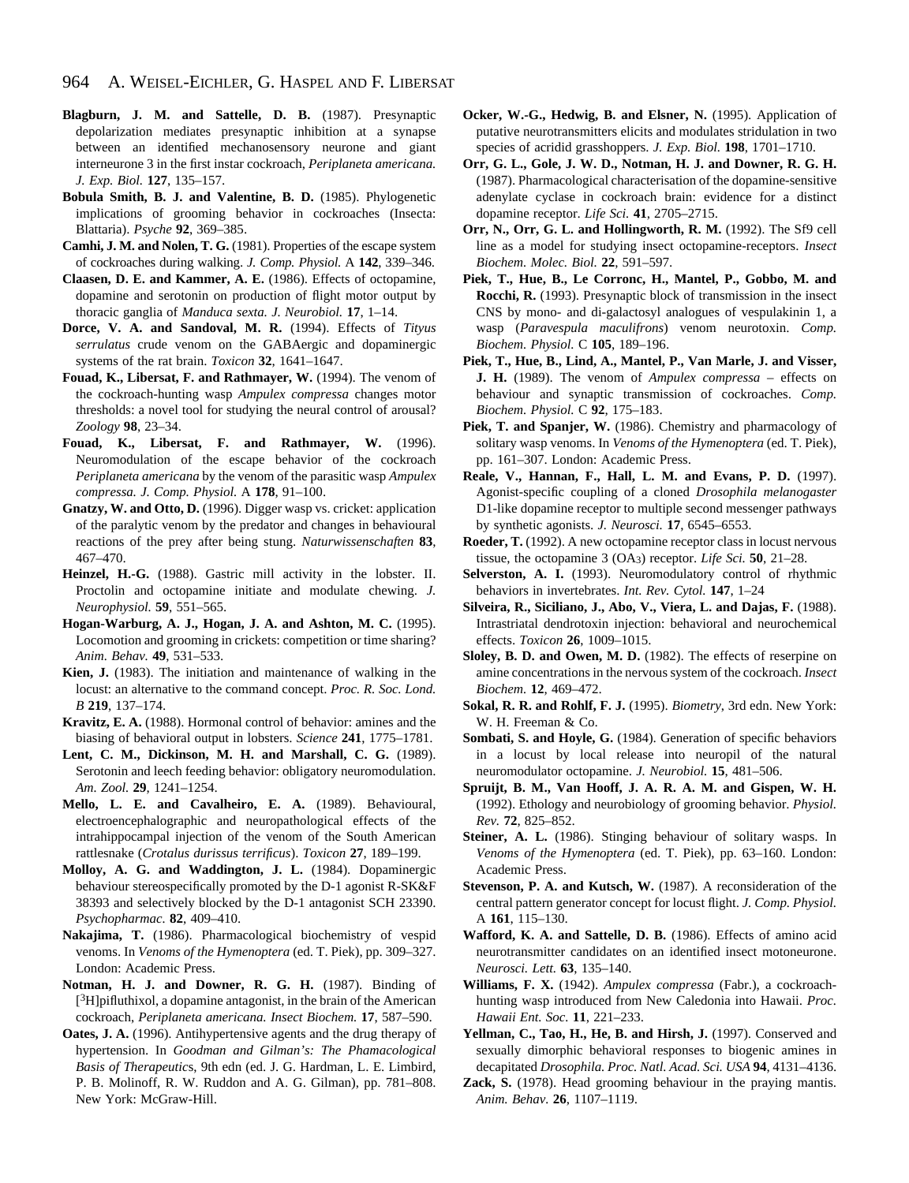**Blagburn, J. M. and Sattelle, D. B.** (1987). Presynaptic depolarization mediates presynaptic inhibition at a synapse between an identified mechanosensory neurone and giant interneurone 3 in the first instar cockroach, *Periplaneta americana. J. Exp. Biol.* **127**, 135–157.

**Bobula Smith, B. J. and Valentine, B. D.** (1985). Phylogenetic implications of grooming behavior in cockroaches (Insecta: Blattaria). *Psyche* **92**, 369–385.

**Camhi, J. M. and Nolen, T. G.** (1981). Properties of the escape system of cockroaches during walking. *J. Comp. Physiol.* A **142**, 339–346.

**Claasen, D. E. and Kammer, A. E.** (1986). Effects of octopamine, dopamine and serotonin on production of flight motor output by thoracic ganglia of *Manduca sexta. J. Neurobiol.* **17**, 1–14.

**Dorce, V. A. and Sandoval, M. R.** (1994). Effects of *Tityus serrulatus* crude venom on the GABAergic and dopaminergic systems of the rat brain. *Toxicon* **32**, 1641–1647.

**Fouad, K., Libersat, F. and Rathmayer, W.** (1994). The venom of the cockroach-hunting wasp *Ampulex compressa* changes motor thresholds: a novel tool for studying the neural control of arousal? *Zoology* **98**, 23–34.

**Fouad, K., Libersat, F. and Rathmayer, W.** (1996). Neuromodulation of the escape behavior of the cockroach *Periplaneta americana* by the venom of the parasitic wasp *Ampulex compressa. J. Comp. Physiol.* A **178**, 91–100.

**Gnatzy, W. and Otto, D.** (1996). Digger wasp vs. cricket: application of the paralytic venom by the predator and changes in behavioural reactions of the prey after being stung. *Naturwissenschaften* **83**, 467–470.

**Heinzel, H.-G.** (1988). Gastric mill activity in the lobster. II. Proctolin and octopamine initiate and modulate chewing. *J. Neurophysiol.* **59**, 551–565.

**Hogan-Warburg, A. J., Hogan, J. A. and Ashton, M. C.** (1995). Locomotion and grooming in crickets: competition or time sharing? *Anim. Behav.* **49**, 531–533.

**Kien, J.** (1983). The initiation and maintenance of walking in the locust: an alternative to the command concept. *Proc. R. Soc. Lond. B* **219**, 137–174.

**Kravitz, E. A.** (1988). Hormonal control of behavior: amines and the biasing of behavioral output in lobsters. *Science* **241**, 1775–1781.

**Lent, C. M., Dickinson, M. H. and Marshall, C. G.** (1989). Serotonin and leech feeding behavior: obligatory neuromodulation. *Am. Zool.* **29**, 1241–1254.

**Mello, L. E. and Cavalheiro, E. A.** (1989). Behavioural, electroencephalographic and neuropathological effects of the intrahippocampal injection of the venom of the South American rattlesnake (*Crotalus durissus terrificus*). *Toxicon* **27**, 189–199.

**Molloy, A. G. and Waddington, J. L.** (1984). Dopaminergic behaviour stereospecifically promoted by the D-1 agonist R-SK&F 38393 and selectively blocked by the D-1 antagonist SCH 23390. *Psychopharmac.* **82**, 409–410.

**Nakajima, T.** (1986). Pharmacological biochemistry of vespid venoms. In *Venoms of the Hymenoptera* (ed. T. Piek), pp. 309–327. London: Academic Press.

**Notman, H. J. and Downer, R. G. H.** (1987). Binding of [$^{3}$H]pifluthixol, a dopamine antagonist, in the brain of the American cockroach, *Periplaneta americana. Insect Biochem.* **17**, 587–590.

**Oates, J. A.** (1996). Antihypertensive agents and the drug therapy of hypertension. In *Goodman and Gilman's: The Phamacological Basis of Therapeutic*s, 9th edn (ed. J. G. Hardman, L. E. Limbird, P. B. Molinoff, R. W. Ruddon and A. G. Gilman), pp. 781–808. New York: McGraw-Hill.

**Ocker, W.-G., Hedwig, B. and Elsner, N.** (1995). Application of putative neurotransmitters elicits and modulates stridulation in two species of acridid grasshoppers. *J. Exp. Biol.* **198**, 1701–1710.

**Orr, G. L., Gole, J. W. D., Notman, H. J. and Downer, R. G. H.** (1987). Pharmacological characterisation of the dopamine-sensitive adenylate cyclase in cockroach brain: evidence for a distinct dopamine receptor. *Life Sci.* **41**, 2705–2715.

**Orr, N., Orr, G. L. and Hollingworth, R. M.** (1992). The Sf9 cell line as a model for studying insect octopamine-receptors. *Insect Biochem. Molec. Biol.* **22**, 591–597.

**Piek, T., Hue, B., Le Corronc, H., Mantel, P., Gobbo, M. and Rocchi, R.** (1993). Presynaptic block of transmission in the insect CNS by mono- and di-galactosyl analogues of vespulakinin 1, a wasp (*Paravespula maculifrons*) venom neurotoxin. *Comp. Biochem. Physiol.* C **105**, 189–196.

**Piek, T., Hue, B., Lind, A., Mantel, P., Van Marle, J. and Visser, J. H.** (1989). The venom of *Ampulex compressa* – effects on behaviour and synaptic transmission of cockroaches. *Comp. Biochem. Physiol.* C **92**, 175–183.

**Piek, T. and Spanjer, W.** (1986). Chemistry and pharmacology of solitary wasp venoms. In *Venoms of the Hymenoptera* (ed. T. Piek), pp. 161–307. London: Academic Press.

**Reale, V., Hannan, F., Hall, L. M. and Evans, P. D.** (1997). Agonist-specific coupling of a cloned *Drosophila melanogaster* D1-like dopamine receptor to multiple second messenger pathways by synthetic agonists. *J. Neurosci.* **17**, 6545–6553.

**Roeder, T.** (1992). A new octopamine receptor class in locust nervous tissue, the octopamine 3 ($OA_3$) receptor. *Life Sci.* **50**, 21–28.

**Selverston, A. I.** (1993). Neuromodulatory control of rhythmic behaviors in invertebrates. *Int. Rev. Cytol.* **147**, 1–24

**Silveira, R., Siciliano, J., Abo, V., Viera, L. and Dajas, F.** (1988). Intrastriatal dendrotoxin injection: behavioral and neurochemical effects. *Toxicon* **26**, 1009–1015.

**Sloley, B. D. and Owen, M. D.** (1982). The effects of reserpine on amine concentrations in the nervous system of the cockroach. *Insect Biochem.* **12**, 469–472.

**Sokal, R. R. and Rohlf, F. J.** (1995). *Biometry*, 3rd edn. New York: W. H. Freeman & Co.

**Sombati, S. and Hoyle, G.** (1984). Generation of specific behaviors in a locust by local release into neuropil of the natural neuromodulator octopamine. *J. Neurobiol.* **15**, 481–506.

**Spruijt, B. M., Van Hooff, J. A. R. A. M. and Gispen, W. H.** (1992). Ethology and neurobiology of grooming behavior. *Physiol. Rev.* **72**, 825–852.

**Steiner, A. L.** (1986). Stinging behaviour of solitary wasps. In *Venoms of the Hymenoptera* (ed. T. Piek), pp. 63–160. London: Academic Press.

**Stevenson, P. A. and Kutsch, W.** (1987). A reconsideration of the central pattern generator concept for locust flight. *J. Comp. Physiol.* A **161**, 115–130.

**Wafford, K. A. and Sattelle, D. B.** (1986). Effects of amino acid neurotransmitter candidates on an identified insect motoneurone. *Neurosci. Lett.* **63**, 135–140.

**Williams, F. X.** (1942). *Ampulex compressa* (Fabr.), a cockroach-hunting wasp introduced from New Caledonia into Hawaii. *Proc. Hawaii Ent. Soc.* **11**, 221–233.

**Yellman, C., Tao, H., He, B. and Hirsh, J.** (1997). Conserved and sexually dimorphic behavioral responses to biogenic amines in decapitated *Drosophila. Proc. Natl. Acad. Sci. USA* **94**, 4131–4136.

**Zack, S.** (1978). Head grooming behaviour in the praying mantis. *Anim. Behav.* **26**, 1107–1119.